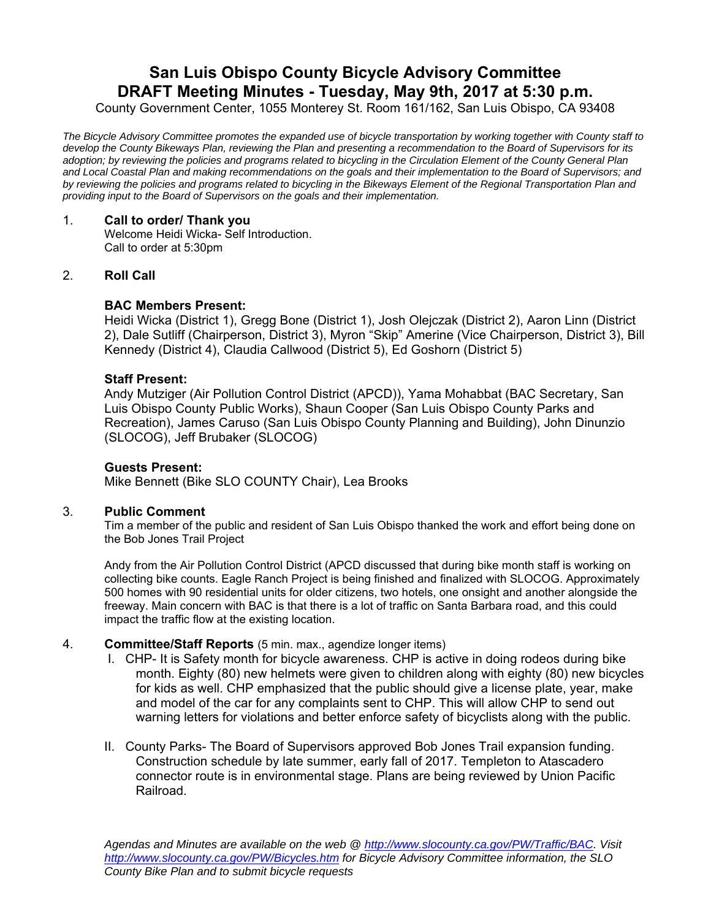# San Luis Obispo County Bicycle Advisory Committee
# DRAFT Meeting Minutes - Tuesday, May 9th, 2017 at 5:30 p.m.

County Government Center, 1055 Monterey St. Room 161/162, San Luis Obispo, CA 93408

*The Bicycle Advisory Committee promotes the expanded use of bicycle transportation by working together with County staff to develop the County Bikeways Plan, reviewing the Plan and presenting a recommendation to the Board of Supervisors for its adoption; by reviewing the policies and programs related to bicycling in the Circulation Element of the County General Plan and Local Coastal Plan and making recommendations on the goals and their implementation to the Board of Supervisors; and by reviewing the policies and programs related to bicycling in the Bikeways Element of the Regional Transportation Plan and providing input to the Board of Supervisors on the goals and their implementation.*

1. **Call to order/ Thank you**
   Welcome Heidi Wicka- Self Introduction.
   Call to order at 5:30pm

2. **Roll Call**

   **BAC Members Present:**
   Heidi Wicka (District 1), Gregg Bone (District 1), Josh Olejczak (District 2), Aaron Linn (District 2), Dale Sutliff (Chairperson, District 3), Myron "Skip" Amerine (Vice Chairperson, District 3), Bill Kennedy (District 4), Claudia Callwood (District 5), Ed Goshorn (District 5)

   **Staff Present:**
   Andy Mutziger (Air Pollution Control District (APCD)), Yama Mohabbat (BAC Secretary, San Luis Obispo County Public Works), Shaun Cooper (San Luis Obispo County Parks and Recreation), James Caruso (San Luis Obispo County Planning and Building), John Dinunzio (SLOCOG), Jeff Brubaker (SLOCOG)

   **Guests Present:**
   Mike Bennett (Bike SLO COUNTY Chair), Lea Brooks

3. **Public Comment**
   Tim a member of the public and resident of San Luis Obispo thanked the work and effort being done on the Bob Jones Trail Project

   Andy from the Air Pollution Control District (APCD discussed that during bike month staff is working on collecting bike counts. Eagle Ranch Project is being finished and finalized with SLOCOG. Approximately 500 homes with 90 residential units for older citizens, two hotels, one onsight and another alongside the freeway. Main concern with BAC is that there is a lot of traffic on Santa Barbara road, and this could impact the traffic flow at the existing location.

4. **Committee/Staff Reports** (5 min. max., agendize longer items)
   I. CHP- It is Safety month for bicycle awareness. CHP is active in doing rodeos during bike month. Eighty (80) new helmets were given to children along with eighty (80) new bicycles for kids as well. CHP emphasized that the public should give a license plate, year, make and model of the car for any complaints sent to CHP. This will allow CHP to send out warning letters for violations and better enforce safety of bicyclists along with the public.

   II. County Parks- The Board of Supervisors approved Bob Jones Trail expansion funding. Construction schedule by late summer, early fall of 2017. Templeton to Atascadero connector route is in environmental stage. Plans are being reviewed by Union Pacific Railroad.

*Agendas and Minutes are available on the web @ http://www.slocounty.ca.gov/PW/Traffic/BAC. Visit http://www.slocounty.ca.gov/PW/Bicycles.htm for Bicycle Advisory Committee information, the SLO County Bike Plan and to submit bicycle requests*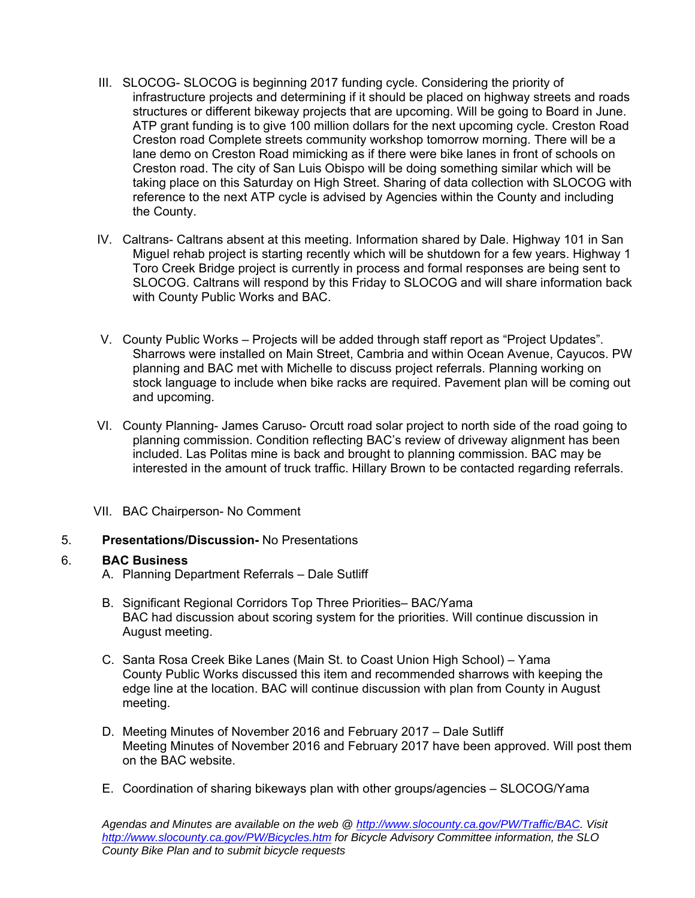III. SLOCOG- SLOCOG is beginning 2017 funding cycle. Considering the priority of infrastructure projects and determining if it should be placed on highway streets and roads structures or different bikeway projects that are upcoming. Will be going to Board in June. ATP grant funding is to give 100 million dollars for the next upcoming cycle. Creston Road Creston road Complete streets community workshop tomorrow morning. There will be a lane demo on Creston Road mimicking as if there were bike lanes in front of schools on Creston road. The city of San Luis Obispo will be doing something similar which will be taking place on this Saturday on High Street. Sharing of data collection with SLOCOG with reference to the next ATP cycle is advised by Agencies within the County and including the County.

IV. Caltrans- Caltrans absent at this meeting. Information shared by Dale. Highway 101 in San Miguel rehab project is starting recently which will be shutdown for a few years. Highway 1 Toro Creek Bridge project is currently in process and formal responses are being sent to SLOCOG. Caltrans will respond by this Friday to SLOCOG and will share information back with County Public Works and BAC.

V. County Public Works – Projects will be added through staff report as "Project Updates". Sharrows were installed on Main Street, Cambria and within Ocean Avenue, Cayucos. PW planning and BAC met with Michelle to discuss project referrals. Planning working on stock language to include when bike racks are required. Pavement plan will be coming out and upcoming.

VI. County Planning- James Caruso- Orcutt road solar project to north side of the road going to planning commission. Condition reflecting BAC's review of driveway alignment has been included. Las Politas mine is back and brought to planning commission. BAC may be interested in the amount of truck traffic. Hillary Brown to be contacted regarding referrals.

VII. BAC Chairperson- No Comment

5. **Presentations/Discussion-** No Presentations

6. **BAC Business**

A. Planning Department Referrals – Dale Sutliff

B. Significant Regional Corridors Top Three Priorities– BAC/Yama
BAC had discussion about scoring system for the priorities. Will continue discussion in August meeting.

C. Santa Rosa Creek Bike Lanes (Main St. to Coast Union High School) – Yama
County Public Works discussed this item and recommended sharrows with keeping the edge line at the location. BAC will continue discussion with plan from County in August meeting.

D. Meeting Minutes of November 2016 and February 2017 – Dale Sutliff
Meeting Minutes of November 2016 and February 2017 have been approved. Will post them on the BAC website.

E. Coordination of sharing bikeways plan with other groups/agencies – SLOCOG/Yama

*Agendas and Minutes are available on the web @ [http://www.slocounty.ca.gov/PW/Traffic/BAC](http://www.slocounty.ca.gov/PW/Traffic/BAC). Visit [http://www.slocounty.ca.gov/PW/Bicycles.htm](http://www.slocounty.ca.gov/PW/Bicycles.htm) for Bicycle Advisory Committee information, the SLO County Bike Plan and to submit bicycle requests*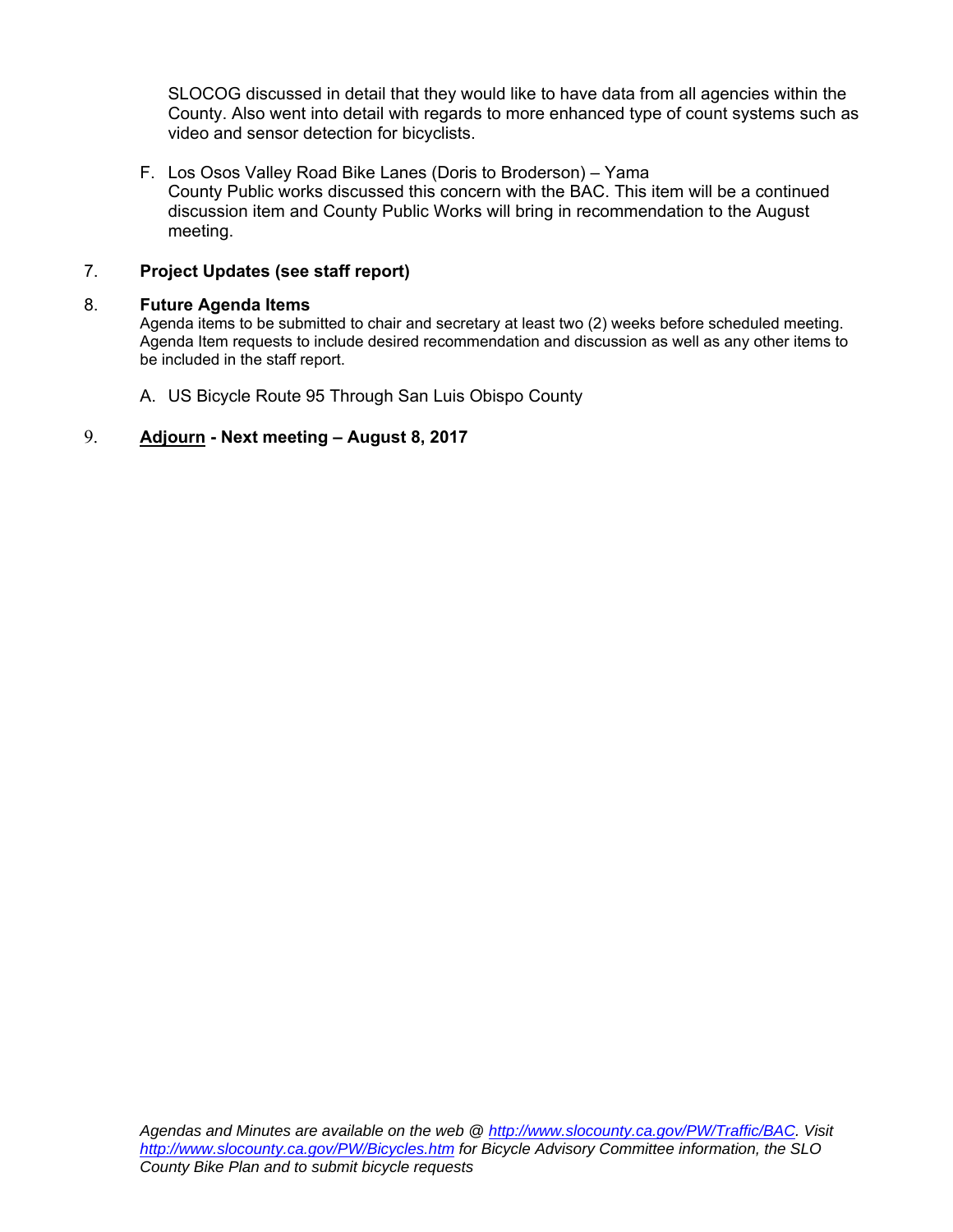SLOCOG discussed in detail that they would like to have data from all agencies within the County. Also went into detail with regards to more enhanced type of count systems such as video and sensor detection for bicyclists.

F. Los Osos Valley Road Bike Lanes (Doris to Broderson) – Yama
County Public works discussed this concern with the BAC. This item will be a continued discussion item and County Public Works will bring in recommendation to the August meeting.

7. **Project Updates (see staff report)**

8. **Future Agenda Items**
Agenda items to be submitted to chair and secretary at least two (2) weeks before scheduled meeting. Agenda Item requests to include desired recommendation and discussion as well as any other items to be included in the staff report.

A. US Bicycle Route 95 Through San Luis Obispo County

9. **Adjourn - Next meeting – August 8, 2017**

*Agendas and Minutes are available on the web @ http://www.slocounty.ca.gov/PW/Traffic/BAC. Visit http://www.slocounty.ca.gov/PW/Bicycles.htm for Bicycle Advisory Committee information, the SLO County Bike Plan and to submit bicycle requests*